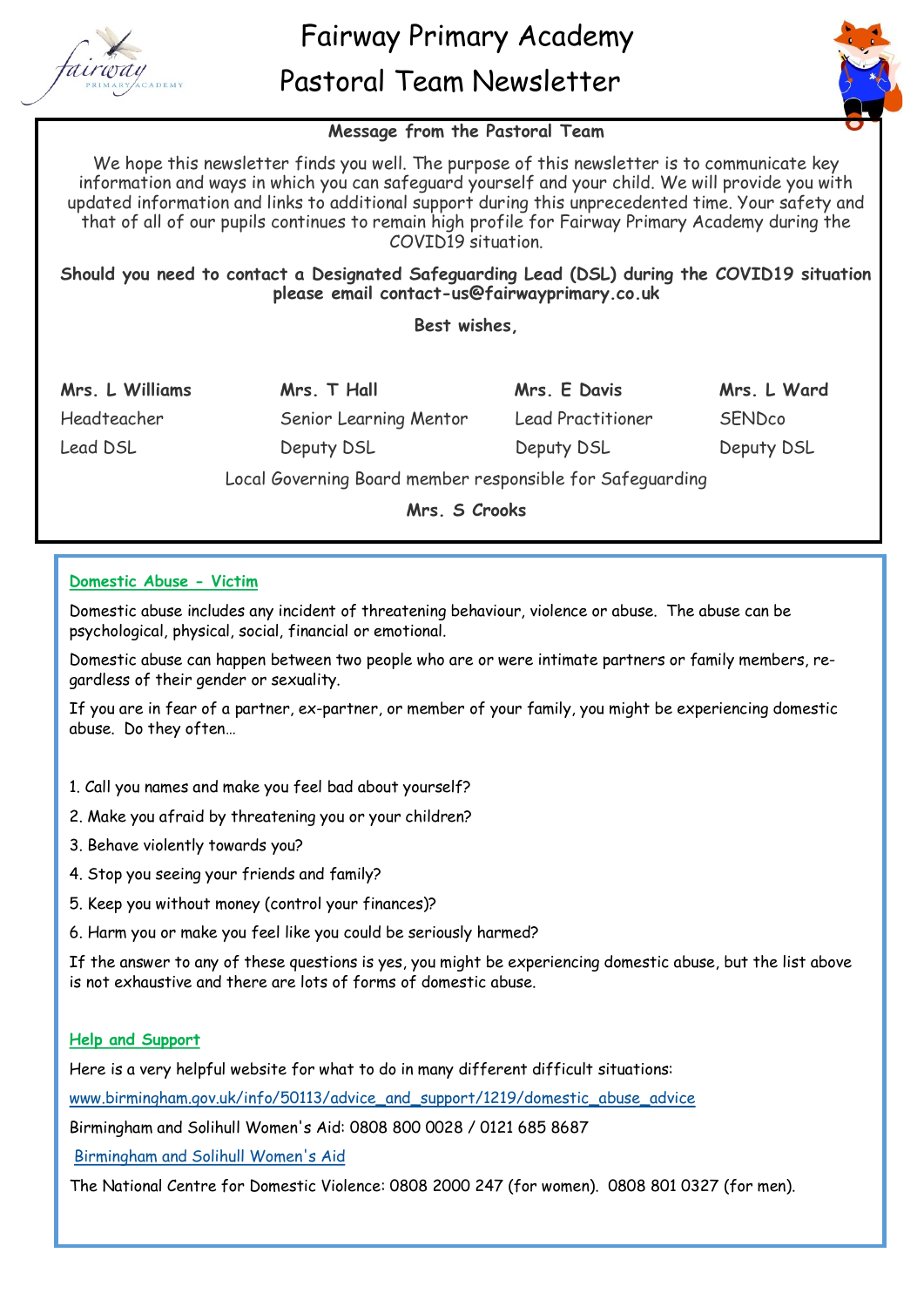# Fairway Primary Academy

# Pastoral Team Newsletter

**Message from the Pastoral Team**

We hope this newsletter finds you well. The purpose of this newsletter is to communicate key information and ways in which you can safeguard yourself and your child. We will provide you with updated information and links to additional support during this unprecedented time. Your safety and that of all of our pupils continues to remain high profile for Fairway Primary Academy during the COVID19 situation.

**Should you need to contact a Designated Safeguarding Lead (DSL) during the COVID19 situation please email contact-us@fairwayprimary.co.uk**

**Best wishes,**

| **Mrs. L Williams** | **Mrs. T Hall** | **Mrs. E Davis** | **Mrs. L Ward** |
|---|---|---|---|
| Headteacher | Senior Learning Mentor | Lead Practitioner | SENDco |
| Lead DSL | Deputy DSL | Deputy DSL | Deputy DSL |

Local Governing Board member responsible for Safeguarding

**Mrs. S Crooks**

## Domestic Abuse - Victim

Domestic abuse includes any incident of threatening behaviour, violence or abuse. The abuse can be psychological, physical, social, financial or emotional.

Domestic abuse can happen between two people who are or were intimate partners or family members, regardless of their gender or sexuality.

If you are in fear of a partner, ex-partner, or member of your family, you might be experiencing domestic abuse. Do they often…

1. Call you names and make you feel bad about yourself?
2. Make you afraid by threatening you or your children?
3. Behave violently towards you?
4. Stop you seeing your friends and family?
5. Keep you without money (control your finances)?
6. Harm you or make you feel like you could be seriously harmed?

If the answer to any of these questions is yes, you might be experiencing domestic abuse, but the list above is not exhaustive and there are lots of forms of domestic abuse.

## Help and Support

Here is a very helpful website for what to do in many different difficult situations:

www.birmingham.gov.uk/info/50113/advice_and_support/1219/domestic_abuse_advice

Birmingham and Solihull Women's Aid: 0808 800 0028 / 0121 685 8687

Birmingham and Solihull Women's Aid

The National Centre for Domestic Violence: 0808 2000 247 (for women). 0808 801 0327 (for men).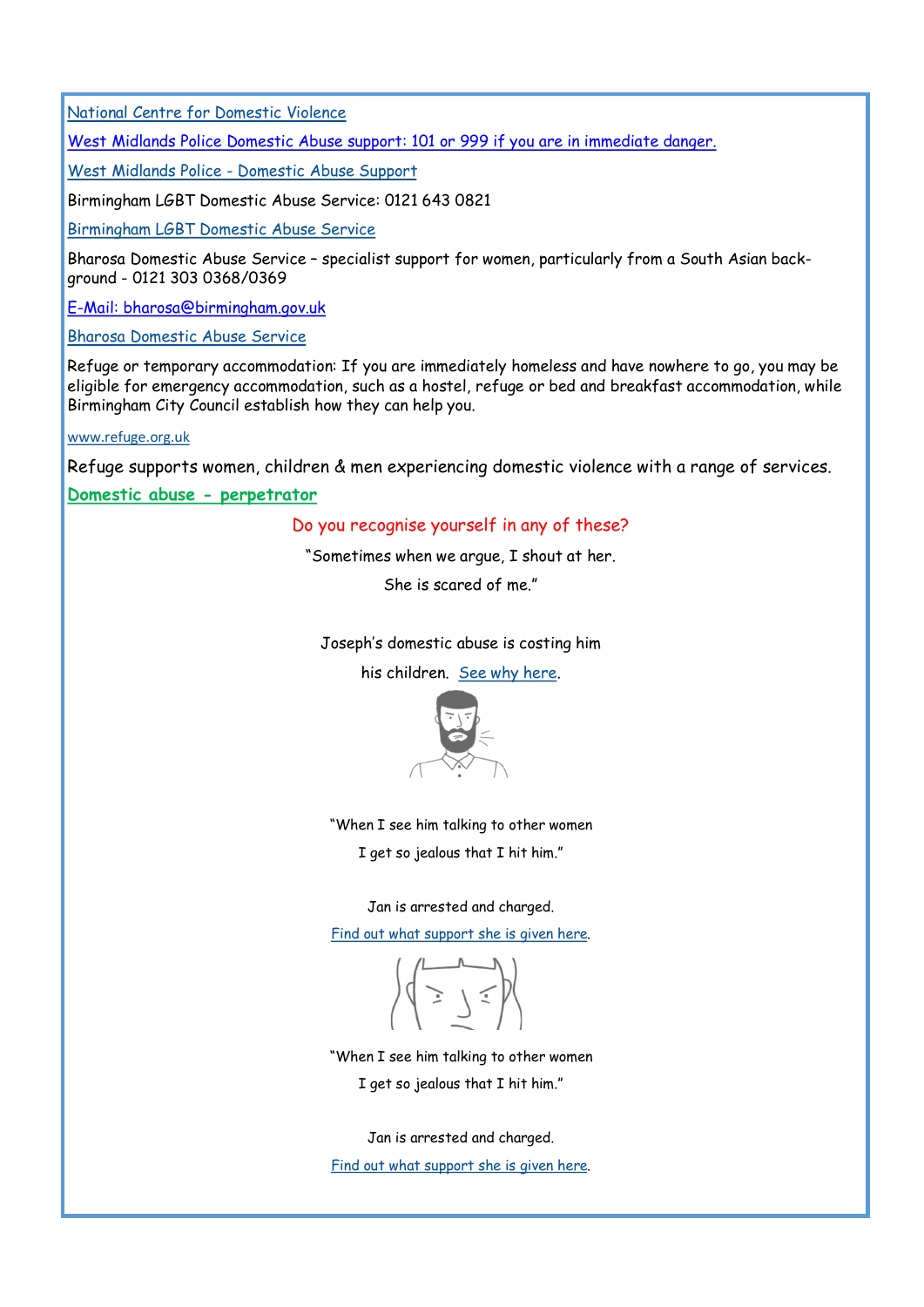National Centre for Domestic Violence

West Midlands Police Domestic Abuse support: 101 or 999 if you are in immediate danger.

West Midlands Police - Domestic Abuse Support

Birmingham LGBT Domestic Abuse Service: 0121 643 0821

Birmingham LGBT Domestic Abuse Service

Bharosa Domestic Abuse Service – specialist support for women, particularly from a South Asian background - 0121 303 0368/0369

E-Mail: bharosa@birmingham.gov.uk

Bharosa Domestic Abuse Service

Refuge or temporary accommodation: If you are immediately homeless and have nowhere to go, you may be eligible for emergency accommodation, such as a hostel, refuge or bed and breakfast accommodation, while Birmingham City Council establish how they can help you.

www.refuge.org.uk

Refuge supports women, children & men experiencing domestic violence with a range of services.

**Domestic abuse - perpetrator**

Do you recognise yourself in any of these?

"Sometimes when we argue, I shout at her.

She is scared of me."

Joseph's domestic abuse is costing him

his children. See why here.

"When I see him talking to other women

I get so jealous that I hit him."

Jan is arrested and charged.

Find out what support she is given here.

"When I see him talking to other women

I get so jealous that I hit him."

Jan is arrested and charged.

Find out what support she is given here.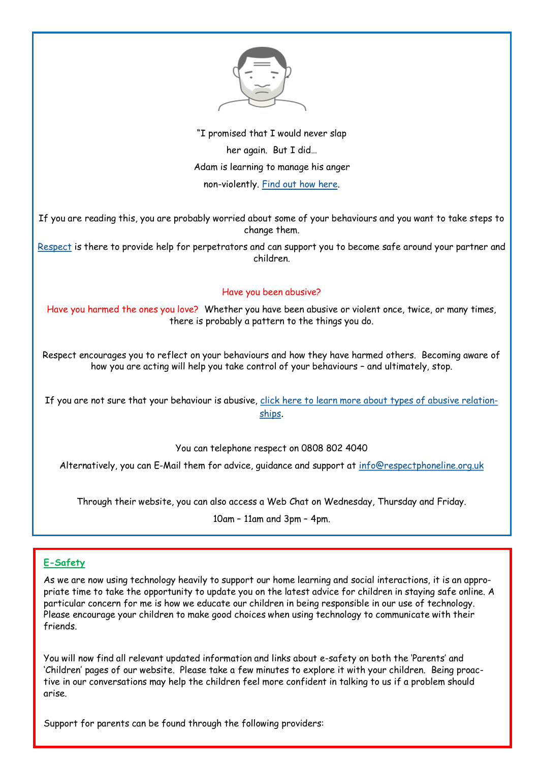"I promised that I would never slap her again. But I did…

Adam is learning to manage his anger non-violently. Find out how here.

If you are reading this, you are probably worried about some of your behaviours and you want to take steps to change them.

Respect is there to provide help for perpetrators and can support you to become safe around your partner and children.

Have you been abusive?

Have you harmed the ones you love? Whether you have been abusive or violent once, twice, or many times, there is probably a pattern to the things you do.

Respect encourages you to reflect on your behaviours and how they have harmed others. Becoming aware of how you are acting will help you take control of your behaviours – and ultimately, stop.

If you are not sure that your behaviour is abusive, click here to learn more about types of abusive relationships.

You can telephone respect on 0808 802 4040

Alternatively, you can E-Mail them for advice, guidance and support at info@respectphoneline.org.uk

Through their website, you can also access a Web Chat on Wednesday, Thursday and Friday.

10am – 11am and 3pm – 4pm.

## E-Safety

As we are now using technology heavily to support our home learning and social interactions, it is an appropriate time to take the opportunity to update you on the latest advice for children in staying safe online. A particular concern for me is how we educate our children in being responsible in our use of technology. Please encourage your children to make good choices when using technology to communicate with their friends.

You will now find all relevant updated information and links about e-safety on both the 'Parents' and 'Children' pages of our website. Please take a few minutes to explore it with your children. Being proactive in our conversations may help the children feel more confident in talking to us if a problem should arise.

Support for parents can be found through the following providers: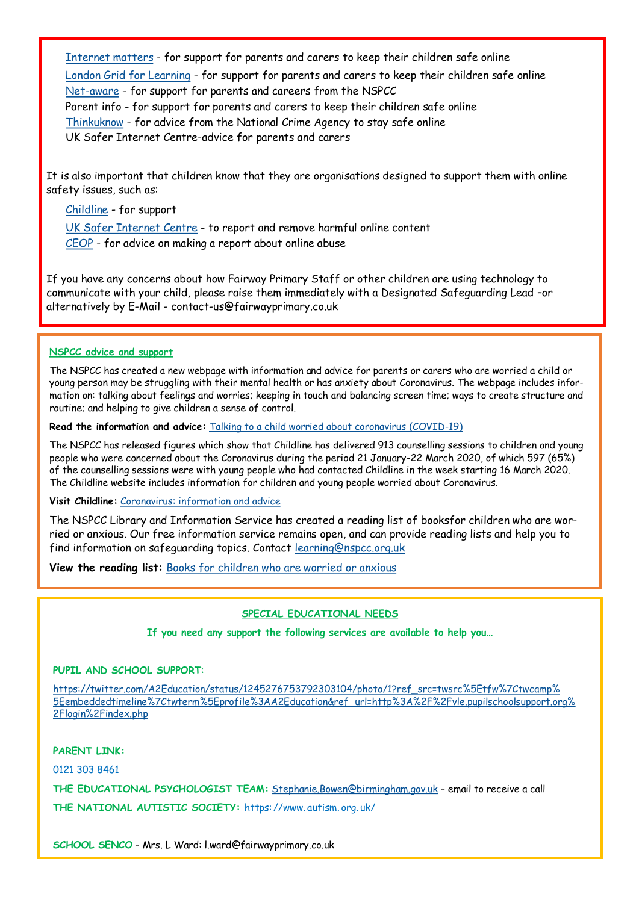- Internet matters - for support for parents and carers to keep their children safe online
- London Grid for Learning - for support for parents and carers to keep their children safe online
- Net-aware - for support for parents and careers from the NSPCC
- Parent info - for support for parents and carers to keep their children safe online
- Thinkuknow - for advice from the National Crime Agency to stay safe online
- UK Safer Internet Centre-advice for parents and carers

It is also important that children know that they are organisations designed to support them with online safety issues, such as:

- Childline - for support
- UK Safer Internet Centre - to report and remove harmful online content
- CEOP - for advice on making a report about online abuse

If you have any concerns about how Fairway Primary Staff or other children are using technology to communicate with your child, please raise them immediately with a Designated Safeguarding Lead –or alternatively by E-Mail - contact-us@fairwayprimary.co.uk

## NSPCC advice and support

The NSPCC has created a new webpage with information and advice for parents or carers who are worried a child or young person may be struggling with their mental health or has anxiety about Coronavirus. The webpage includes information on: talking about feelings and worries; keeping in touch and balancing screen time; ways to create structure and routine; and helping to give children a sense of control.

**Read the information and advice:** Talking to a child worried about coronavirus (COVID-19)

The NSPCC has released figures which show that Childline has delivered 913 counselling sessions to children and young people who were concerned about the Coronavirus during the period 21 January-22 March 2020, of which 597 (65%) of the counselling sessions were with young people who had contacted Childline in the week starting 16 March 2020. The Childline website includes information for children and young people worried about Coronavirus.

**Visit Childline:** Coronavirus: information and advice

The NSPCC Library and Information Service has created a reading list of booksfor children who are worried or anxious. Our free information service remains open, and can provide reading lists and help you to find information on safeguarding topics. Contact learning@nspcc.org.uk

**View the reading list:** Books for children who are worried or anxious

## SPECIAL EDUCATIONAL NEEDS

**If you need any support the following services are available to help you…**

**PUPIL AND SCHOOL SUPPORT:**

https://twitter.com/A2Education/status/1245276753792303104/photo/1?ref_src=twsrc%5Etfw%7Ctwcamp%5Eembeddedtimeline%7Ctwterm%5Eprofile%3AA2Education&ref_url=http%3A%2F%2Fvle.pupilschoolsupport.org%2Flogin%2Findex.php

**PARENT LINK:**

0121 303 8461

**THE EDUCATIONAL PSYCHOLOGIST TEAM:** Stephanie.Bowen@birmingham.gov.uk – email to receive a call

**THE NATIONAL AUTISTIC SOCIETY:** https://www.autism.org.uk/

**SCHOOL SENCO** – Mrs. L Ward: l.ward@fairwayprimary.co.uk